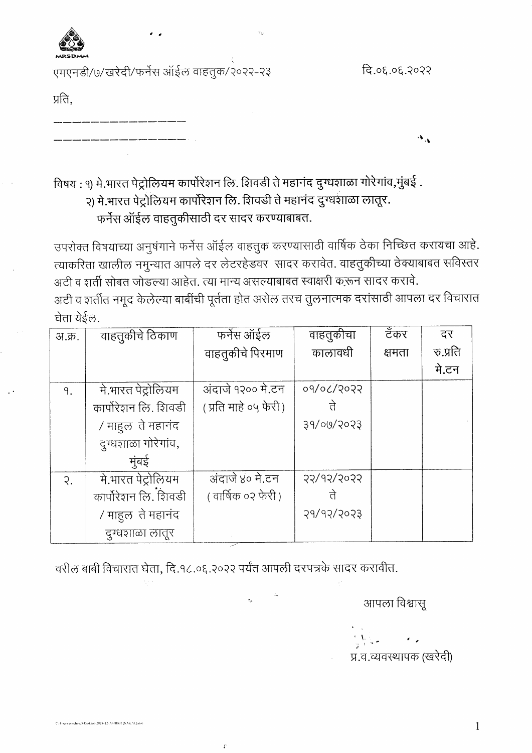MRSDMM

एमएनडी/७/खरेदी/फर्नेस ऑईल वाहतुक/२०२२-२३

दि.०६.०६.२०२२

प्रति,

\_\_\_\_\_\_\_\_\_\_\_\_\_\_\_\_

\_\_\_\_\_\_\_\_\_\_\_\_\_\_\_\_

विषय : १) मे.भारत पेट्रोलियम कार्पोरेशन लि. शिवडी ते महानंद दुग्धशाळा गोरेगांव,मुंबई .
२) मे.भारत पेट्रोलियम कार्पोरेशन लि. शिवडी ते महानंद दुग्धशाळा लातूर.
फर्नेस ऑईल वाहतुकीसाठी दर सादर करण्याबाबत.

उपरोक्त विषयाच्या अनुषंगाने फर्नेस ऑईल वाहतुक करण्यासाठी वार्षिक ठेका निच्छित करायचा आहे. त्याकरिता खालील नमुन्यात आपले दर लेटरहेडवर सादर करावेत. वाहतुकीच्या ठेक्याबाबत सविस्तर अटी व शर्ती सोबत जोडल्या आहेत. त्या मान्य असल्याबाबत स्वाक्षरी करून सादर करावे.
अटी व शर्तीत नमूद केलेल्या बाबींची पूर्तता होत असेल तरच तुलनात्मक दरांसाठी आपला दर विचारात घेता येईल.

| अ.क्र. | वाहतुकीचे ठिकाण | फर्नेस ऑईल वाहतुकीचे पिरमाण | वाहतुकीचा कालावधी | टँकर क्षमता | दर रु.प्रति मे.टन |
|---|---|---|---|---|---|
| १. | मे.भारत पेट्रोलियम कार्पोरेशन लि. शिवडी / माहुल ते महानंद दुग्धशाळा गोरेगांव, मुंबई | अंदाजे १२०० मे.टन (प्रति माहे ०५ फेरी) | ०१/०८/२०२२ ते ३१/०७/२०२३ | | |
| २. | मे.भारत पेट्रोलियम कार्पोरेशन लि. शिवडी / माहुल ते महानंद दुग्धशाळा लातूर | अंदाजे ४० मे.टन (वार्षिक ०२ फेरी) | २२/१२/२०२२ ते २१/१२/२०२३ | | |

वरील बाबी विचारात घेता, दि.१८.०६.२०२२ पर्यंत आपली दरपत्रके सादर करावीत.

आपला विश्वासू

प्र.व.व्यवस्थापक (खरेदी)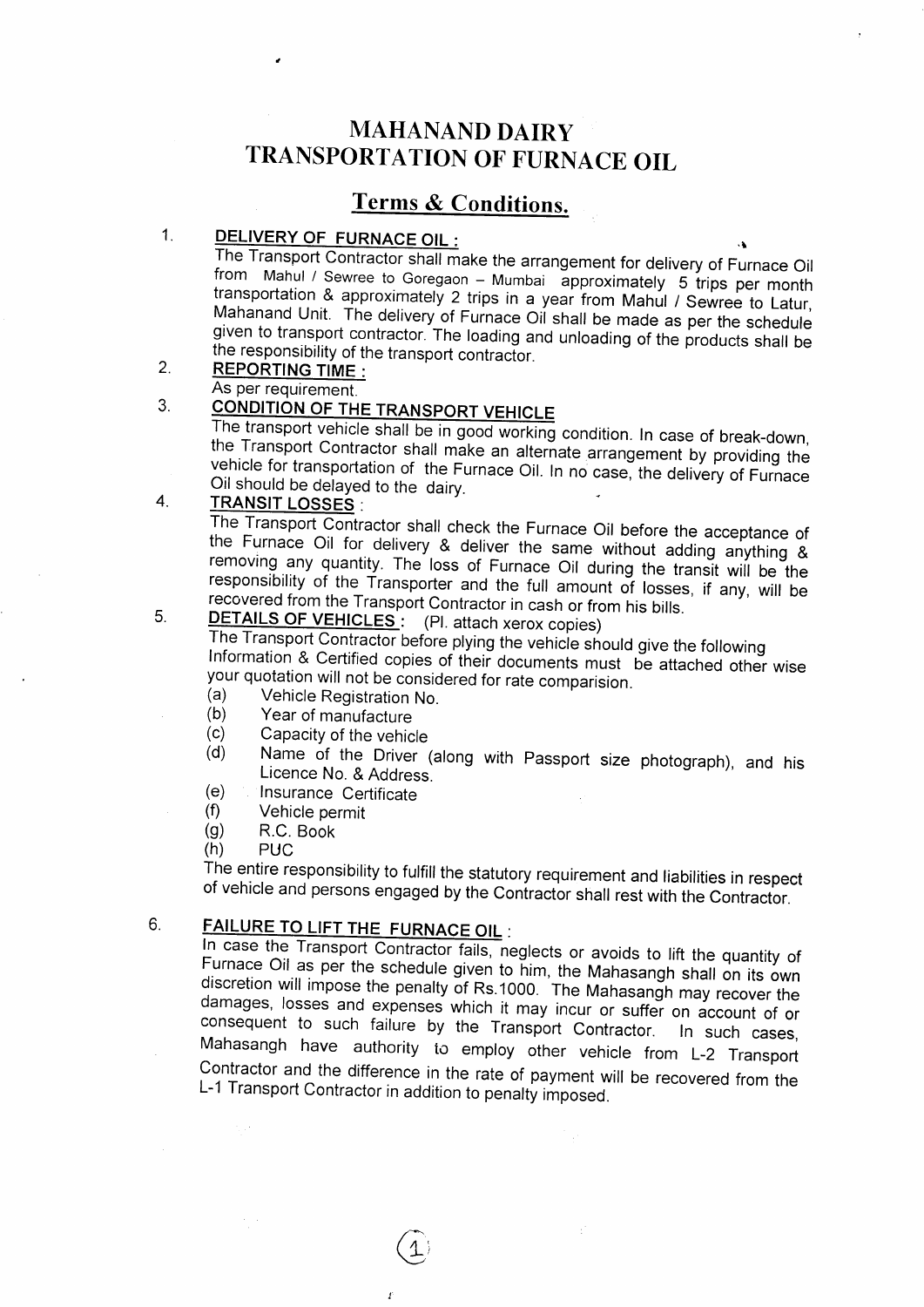# MAHANAND DAIRY
# TRANSPORTATION OF FURNACE OIL

## Terms & Conditions.

1. **DELIVERY OF FURNACE OIL :**
   The Transport Contractor shall make the arrangement for delivery of Furnace Oil from Mahul / Sewree to Goregaon – Mumbai approximately 5 trips per month transportation & approximately 2 trips in a year from Mahul / Sewree to Latur, Mahanand Unit. The delivery of Furnace Oil shall be made as per the schedule given to transport contractor. The loading and unloading of the products shall be the responsibility of the transport contractor.

2. **REPORTING TIME :**
   As per requirement.

3. **CONDITION OF THE TRANSPORT VEHICLE**
   The transport vehicle shall be in good working condition. In case of break-down, the Transport Contractor shall make an alternate arrangement by providing the vehicle for transportation of the Furnace Oil. In no case, the delivery of Furnace Oil should be delayed to the dairy.

4. **TRANSIT LOSSES :**
   The Transport Contractor shall check the Furnace Oil before the acceptance of the Furnace Oil for delivery & deliver the same without adding anything & removing any quantity. The loss of Furnace Oil during the transit will be the responsibility of the Transporter and the full amount of losses, if any, will be recovered from the Transport Contractor in cash or from his bills.

5. **DETAILS OF VEHICLES :** (Pl. attach xerox copies)
   The Transport Contractor before plying the vehicle should give the following Information & Certified copies of their documents must be attached other wise your quotation will not be considered for rate comparision.
   (a) Vehicle Registration No.
   (b) Year of manufacture
   (c) Capacity of the vehicle
   (d) Name of the Driver (along with Passport size photograph), and his Licence No. & Address.
   (e) Insurance Certificate
   (f) Vehicle permit
   (g) R.C. Book
   (h) PUC

   The entire responsibility to fulfill the statutory requirement and liabilities in respect of vehicle and persons engaged by the Contractor shall rest with the Contractor.

6. **FAILURE TO LIFT THE FURNACE OIL :**
   In case the Transport Contractor fails, neglects or avoids to lift the quantity of Furnace Oil as per the schedule given to him, the Mahasangh shall on its own discretion will impose the penalty of Rs.1000. The Mahasangh may recover the damages, losses and expenses which it may incur or suffer on account of or consequent to such failure by the Transport Contractor. In such cases, Mahasangh have authority to employ other vehicle from L-2 Transport Contractor and the difference in the rate of payment will be recovered from the L-1 Transport Contractor in addition to penalty imposed.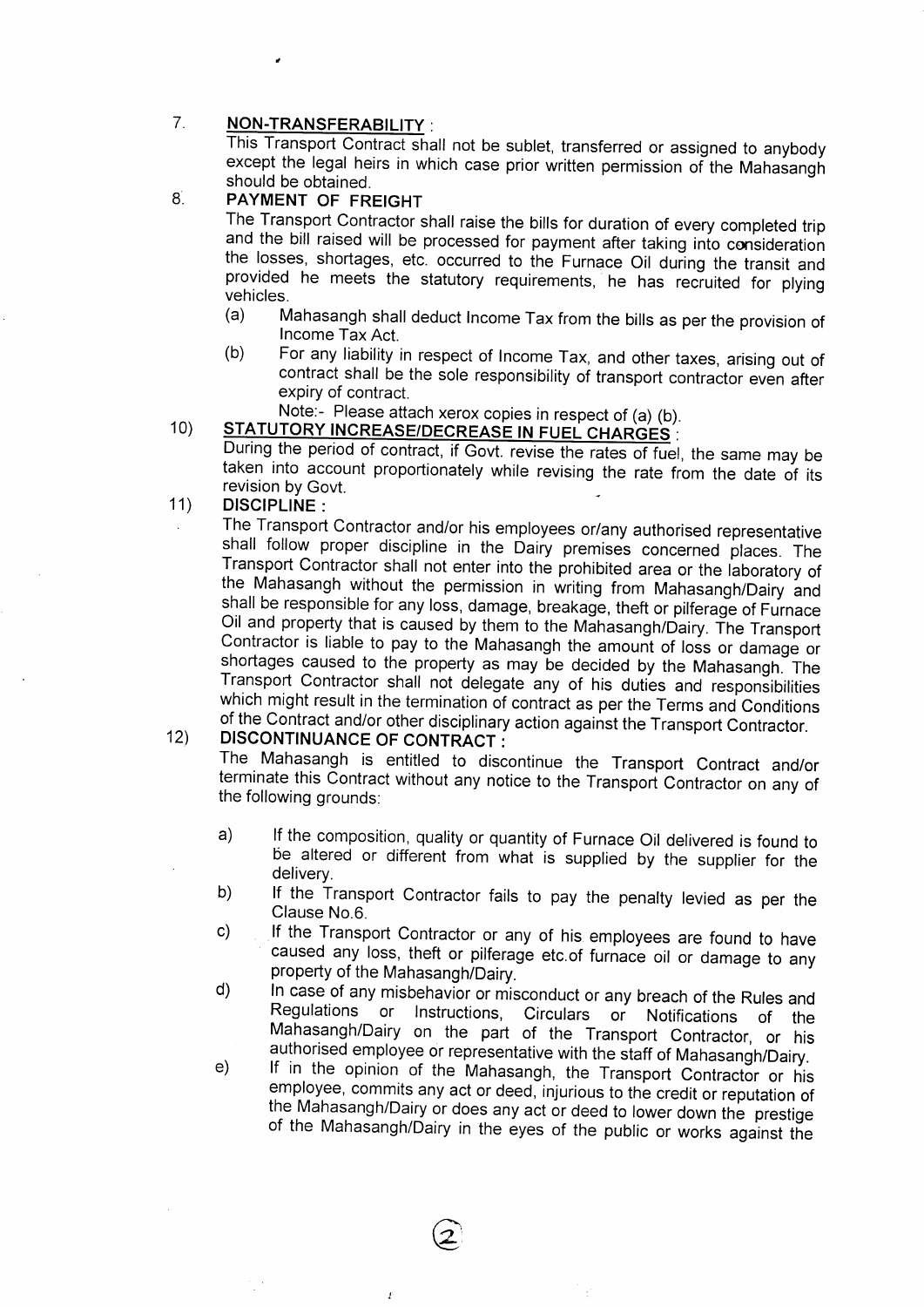7. **NON-TRANSFERABILITY** :

This Transport Contract shall not be sublet, transferred or assigned to anybody except the legal heirs in which case prior written permission of the Mahasangh should be obtained.

8. **PAYMENT OF FREIGHT**

The Transport Contractor shall raise the bills for duration of every completed trip and the bill raised will be processed for payment after taking into consideration the losses, shortages, etc. occurred to the Furnace Oil during the transit and provided he meets the statutory requirements, he has recruited for plying vehicles.

(a) Mahasangh shall deduct Income Tax from the bills as per the provision of Income Tax Act.

(b) For any liability in respect of Income Tax, and other taxes, arising out of contract shall be the sole responsibility of transport contractor even after expiry of contract.

Note:- Please attach xerox copies in respect of (a) (b).

10) **STATUTORY INCREASE/DECREASE IN FUEL CHARGES** :

During the period of contract, if Govt. revise the rates of fuel, the same may be taken into account proportionately while revising the rate from the date of its revision by Govt.

11) **DISCIPLINE :**

The Transport Contractor and/or his employees or/any authorised representative shall follow proper discipline in the Dairy premises concerned places. The Transport Contractor shall not enter into the prohibited area or the laboratory of the Mahasangh without the permission in writing from Mahasangh/Dairy and shall be responsible for any loss, damage, breakage, theft or pilferage of Furnace Oil and property that is caused by them to the Mahasangh/Dairy. The Transport Contractor is liable to pay to the Mahasangh the amount of loss or damage or shortages caused to the property as may be decided by the Mahasangh. The Transport Contractor shall not delegate any of his duties and responsibilities which might result in the termination of contract as per the Terms and Conditions of the Contract and/or other disciplinary action against the Transport Contractor.

12) **DISCONTINUANCE OF CONTRACT :**

The Mahasangh is entitled to discontinue the Transport Contract and/or terminate this Contract without any notice to the Transport Contractor on any of the following grounds:

a) If the composition, quality or quantity of Furnace Oil delivered is found to be altered or different from what is supplied by the supplier for the delivery.

b) If the Transport Contractor fails to pay the penalty levied as per the Clause No.6.

c) If the Transport Contractor or any of his employees are found to have caused any loss, theft or pilferage etc.of furnace oil or damage to any property of the Mahasangh/Dairy.

d) In case of any misbehavior or misconduct or any breach of the Rules and Regulations or Instructions, Circulars or Notifications of the Mahasangh/Dairy on the part of the Transport Contractor, or his authorised employee or representative with the staff of Mahasangh/Dairy.

e) If in the opinion of the Mahasangh, the Transport Contractor or his employee, commits any act or deed, injurious to the credit or reputation of the Mahasangh/Dairy or does any act or deed to lower down the prestige of the Mahasangh/Dairy in the eyes of the public or works against the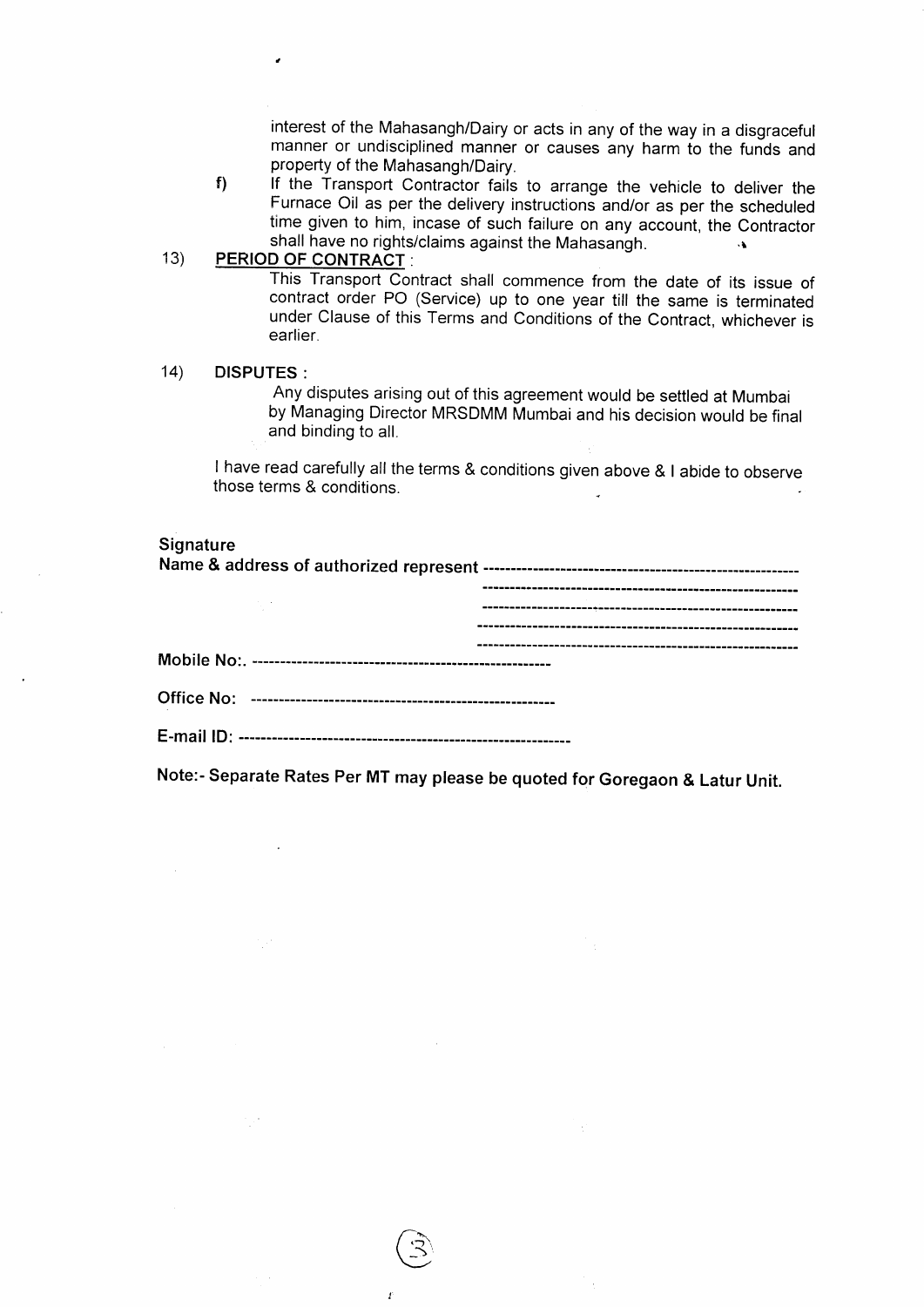interest of the Mahasangh/Dairy or acts in any of the way in a disgraceful manner or undisciplined manner or causes any harm to the funds and property of the Mahasangh/Dairy.

f) If the Transport Contractor fails to arrange the vehicle to deliver the Furnace Oil as per the delivery instructions and/or as per the scheduled time given to him, incase of such failure on any account, the Contractor shall have no rights/claims against the Mahasangh.

13) **PERIOD OF CONTRACT** :

This Transport Contract shall commence from the date of its issue of contract order PO (Service) up to one year till the same is terminated under Clause of this Terms and Conditions of the Contract, whichever is earlier.

14) **DISPUTES :**

Any disputes arising out of this agreement would be settled at Mumbai by Managing Director MRSDMM Mumbai and his decision would be final and binding to all.

I have read carefully all the terms & conditions given above & I abide to observe those terms & conditions.

**Signature**

**Name & address of authorized represent** -------------------------------------------------------

-------------------------------------------------------

-------------------------------------------------------

-------------------------------------------------------

-------------------------------------------------------

**Mobile No:.** -------------------------------------------------------

**Office No:** -------------------------------------------------------

**E-mail ID:** -------------------------------------------------------

**Note:- Separate Rates Per MT may please be quoted for Goregaon & Latur Unit.**